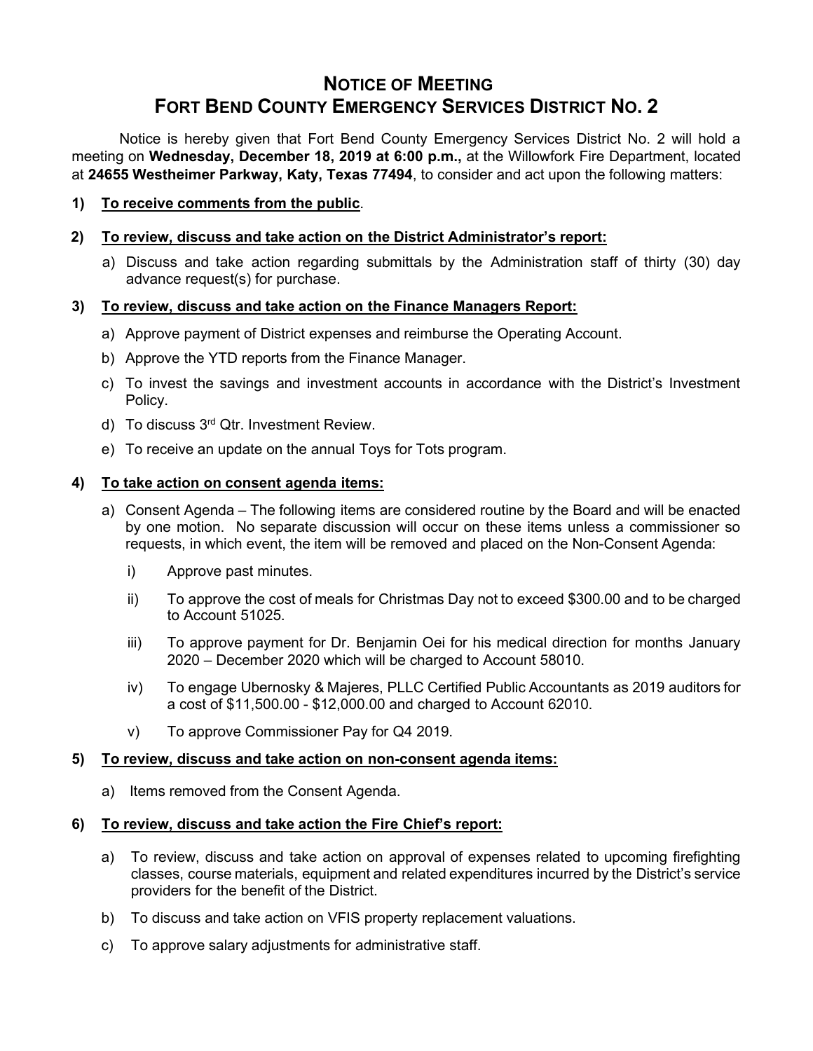# NOTICE OF MEETING
# FORT BEND COUNTY EMERGENCY SERVICES DISTRICT NO. 2

Notice is hereby given that Fort Bend County Emergency Services District No. 2 will hold a meeting on **Wednesday, December 18, 2019 at 6:00 p.m.,** at the Willowfork Fire Department, located at **24655 Westheimer Parkway, Katy, Texas 77494**, to consider and act upon the following matters:

**1) To receive comments from the public**.

**2) To review, discuss and take action on the District Administrator's report:**

a) Discuss and take action regarding submittals by the Administration staff of thirty (30) day advance request(s) for purchase.

**3) To review, discuss and take action on the Finance Managers Report:**

a) Approve payment of District expenses and reimburse the Operating Account.

b) Approve the YTD reports from the Finance Manager.

c) To invest the savings and investment accounts in accordance with the District's Investment Policy.

d) To discuss 3rd Qtr. Investment Review.

e) To receive an update on the annual Toys for Tots program.

**4) To take action on consent agenda items:**

a) Consent Agenda – The following items are considered routine by the Board and will be enacted by one motion. No separate discussion will occur on these items unless a commissioner so requests, in which event, the item will be removed and placed on the Non-Consent Agenda:

i) Approve past minutes.

ii) To approve the cost of meals for Christmas Day not to exceed $300.00 and to be charged to Account 51025.

iii) To approve payment for Dr. Benjamin Oei for his medical direction for months January 2020 – December 2020 which will be charged to Account 58010.

iv) To engage Ubernosky & Majeres, PLLC Certified Public Accountants as 2019 auditors for a cost of $11,500.00 - $12,000.00 and charged to Account 62010.

v) To approve Commissioner Pay for Q4 2019.

**5) To review, discuss and take action on non-consent agenda items:**

a) Items removed from the Consent Agenda.

**6) To review, discuss and take action the Fire Chief's report:**

a) To review, discuss and take action on approval of expenses related to upcoming firefighting classes, course materials, equipment and related expenditures incurred by the District's service providers for the benefit of the District.

b) To discuss and take action on VFIS property replacement valuations.

c) To approve salary adjustments for administrative staff.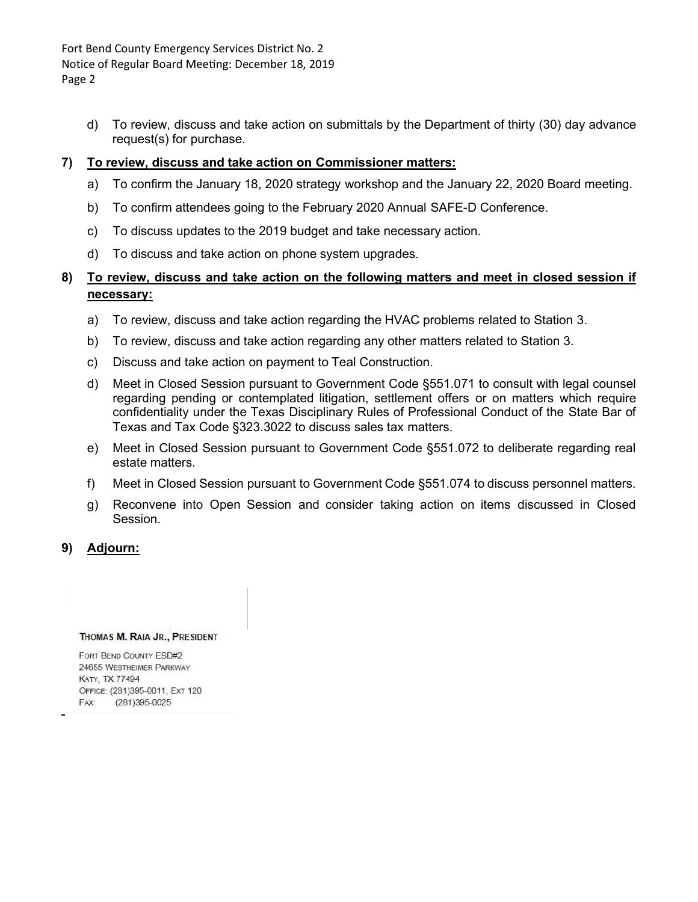d) To review, discuss and take action on submittals by the Department of thirty (30) day advance request(s) for purchase.

**7) <u>To review, discuss and take action on Commissioner matters:</u>**

a) To confirm the January 18, 2020 strategy workshop and the January 22, 2020 Board meeting.

b) To confirm attendees going to the February 2020 Annual SAFE-D Conference.

c) To discuss updates to the 2019 budget and take necessary action.

d) To discuss and take action on phone system upgrades.

**8) <u>To review, discuss and take action on the following matters and meet in closed session if necessary:</u>**

a) To review, discuss and take action regarding the HVAC problems related to Station 3.

b) To review, discuss and take action regarding any other matters related to Station 3.

c) Discuss and take action on payment to Teal Construction.

d) Meet in Closed Session pursuant to Government Code §551.071 to consult with legal counsel regarding pending or contemplated litigation, settlement offers or on matters which require confidentiality under the Texas Disciplinary Rules of Professional Conduct of the State Bar of Texas and Tax Code §323.3022 to discuss sales tax matters.

e) Meet in Closed Session pursuant to Government Code §551.072 to deliberate regarding real estate matters.

f) Meet in Closed Session pursuant to Government Code §551.074 to discuss personnel matters.

g) Reconvene into Open Session and consider taking action on items discussed in Closed Session.

**9) <u>Adjourn:</u>**

THOMAS M. RAIA JR., PRESIDENT

FORT BEND COUNTY ESD#2
24655 WESTHEIMER PARKWAY
KATY, TX 77494
OFFICE: (281)395-0011, EXT 120
FAX: (281)395-0025